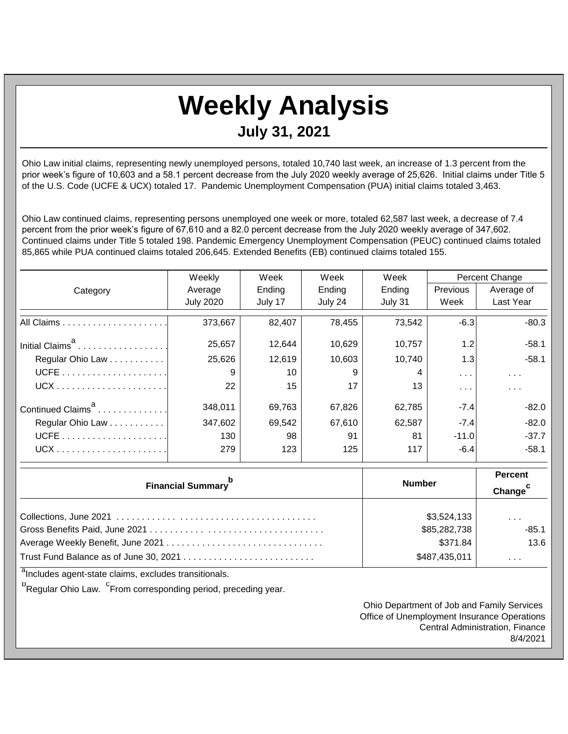# Weekly Analysis

## July 31, 2021

Ohio Law initial claims, representing newly unemployed persons, totaled 10,740 last week, an increase of 1.3 percent from the prior week's figure of 10,603 and a 58.1 percent decrease from the July 2020 weekly average of 25,626. Initial claims under Title 5 of the U.S. Code (UCFE & UCX) totaled 17. Pandemic Unemployment Compensation (PUA) initial claims totaled 3,463.

Ohio Law continued claims, representing persons unemployed one week or more, totaled 62,587 last week, a decrease of 7.4 percent from the prior week's figure of 67,610 and a 82.0 percent decrease from the July 2020 weekly average of 347,602. Continued claims under Title 5 totaled 198. Pandemic Emergency Unemployment Compensation (PEUC) continued claims totaled 85,865 while PUA continued claims totaled 206,645. Extended Benefits (EB) continued claims totaled 155.

| Category | Weekly Average July 2020 | Week Ending July 17 | Week Ending July 24 | Week Ending July 31 | Percent Change Previous Week | Percent Change Average of Last Year |
|---|---|---|---|---|---|---|
| All Claims | 373,667 | 82,407 | 78,455 | 73,542 | -6.3 | -80.3 |
| Initial Claims[a] | 25,657 | 12,644 | 10,629 | 10,757 | 1.2 | -58.1 |
| Regular Ohio Law | 25,626 | 12,619 | 10,603 | 10,740 | 1.3 | -58.1 |
| UCFE | 9 | 10 | 9 | 4 | . . . | . . . |
| UCX | 22 | 15 | 17 | 13 | . . . | . . . |
| Continued Claims[a] | 348,011 | 69,763 | 67,826 | 62,785 | -7.4 | -82.0 |
| Regular Ohio Law | 347,602 | 69,542 | 67,610 | 62,587 | -7.4 | -82.0 |
| UCFE | 130 | 98 | 91 | 81 | -11.0 | -37.7 |
| UCX | 279 | 123 | 125 | 117 | -6.4 | -58.1 |

| Financial Summary[b] | Number | Percent Change[c] |
|---|---|---|
| Collections, June 2021 | $3,524,133 | . . . |
| Gross Benefits Paid, June 2021 | $85,282,738 | -85.1 |
| Average Weekly Benefit, June 2021 | $371.84 | 13.6 |
| Trust Fund Balance as of June 30, 2021 | $487,435,011 | . . . |

[a]Includes agent-state claims, excludes transitionals.

[b]Regular Ohio Law. [c]From corresponding period, preceding year.

Ohio Department of Job and Family Services
Office of Unemployment Insurance Operations
Central Administration, Finance
8/4/2021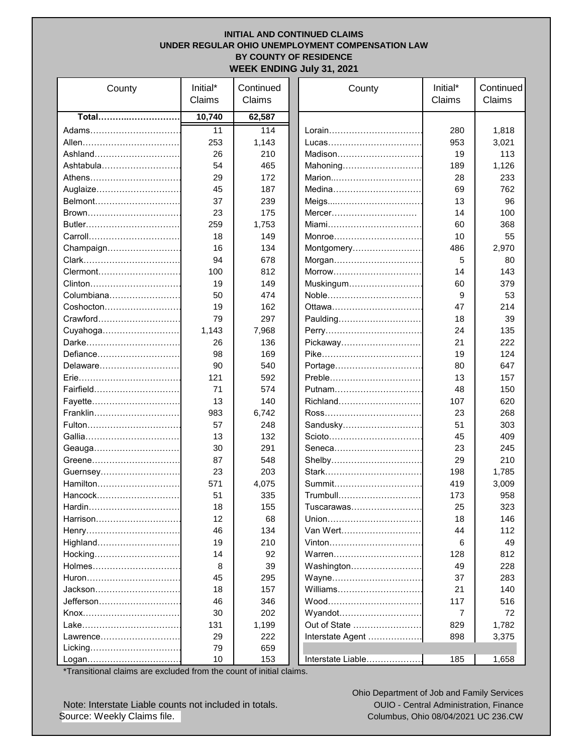**INITIAL AND CONTINUED CLAIMS**
**UNDER REGULAR OHIO UNEMPLOYMENT COMPENSATION LAW**
**BY COUNTY OF RESIDENCE**
**WEEK ENDING July 31, 2021**

| County | Initial* Claims | Continued Claims | County | Initial* Claims | Continued Claims |
|---|---|---|---|---|---|
| **Total** | **10,740** | **62,587** | | | |
| Adams | 11 | 114 | Lorain | 280 | 1,818 |
| Allen | 253 | 1,143 | Lucas | 953 | 3,021 |
| Ashland | 26 | 210 | Madison | 19 | 113 |
| Ashtabula | 54 | 465 | Mahoning | 189 | 1,126 |
| Athens | 29 | 172 | Marion | 28 | 233 |
| Auglaize | 45 | 187 | Medina | 69 | 762 |
| Belmont | 37 | 239 | Meigs | 13 | 96 |
| Brown | 23 | 175 | Mercer | 14 | 100 |
| Butler | 259 | 1,753 | Miami | 60 | 368 |
| Carroll | 18 | 149 | Monroe | 10 | 55 |
| Champaign | 16 | 134 | Montgomery | 486 | 2,970 |
| Clark | 94 | 678 | Morgan | 5 | 80 |
| Clermont | 100 | 812 | Morrow | 14 | 143 |
| Clinton | 19 | 149 | Muskingum | 60 | 379 |
| Columbiana | 50 | 474 | Noble | 9 | 53 |
| Coshocton | 19 | 162 | Ottawa | 47 | 214 |
| Crawford | 79 | 297 | Paulding | 18 | 39 |
| Cuyahoga | 1,143 | 7,968 | Perry | 24 | 135 |
| Darke | 26 | 136 | Pickaway | 21 | 222 |
| Defiance | 98 | 169 | Pike | 19 | 124 |
| Delaware | 90 | 540 | Portage | 80 | 647 |
| Erie | 121 | 592 | Preble | 13 | 157 |
| Fairfield | 71 | 574 | Putnam | 48 | 150 |
| Fayette | 13 | 140 | Richland | 107 | 620 |
| Franklin | 983 | 6,742 | Ross | 23 | 268 |
| Fulton | 57 | 248 | Sandusky | 51 | 303 |
| Gallia | 13 | 132 | Scioto | 45 | 409 |
| Geauga | 30 | 291 | Seneca | 23 | 245 |
| Greene | 87 | 548 | Shelby | 29 | 210 |
| Guernsey | 23 | 203 | Stark | 198 | 1,785 |
| Hamilton | 571 | 4,075 | Summit | 419 | 3,009 |
| Hancock | 51 | 335 | Trumbull | 173 | 958 |
| Hardin | 18 | 155 | Tuscarawas | 25 | 323 |
| Harrison | 12 | 68 | Union | 18 | 146 |
| Henry | 46 | 134 | Van Wert | 44 | 112 |
| Highland | 19 | 210 | Vinton | 6 | 49 |
| Hocking | 14 | 92 | Warren | 128 | 812 |
| Holmes | 8 | 39 | Washington | 49 | 228 |
| Huron | 45 | 295 | Wayne | 37 | 283 |
| Jackson | 18 | 157 | Williams | 21 | 140 |
| Jefferson | 46 | 346 | Wood | 117 | 516 |
| Knox | 30 | 202 | Wyandot | 7 | 72 |
| Lake | 131 | 1,199 | Out of State | 829 | 1,782 |
| Lawrence | 29 | 222 | Interstate Agent | 898 | 3,375 |
| Licking | 79 | 659 | | | |
| Logan | 10 | 153 | Interstate Liable | 185 | 1,658 |

*Transitional claims are excluded from the count of initial claims.

Note: Interstate Liable counts not included in totals.
Source: Weekly Claims file.

Ohio Department of Job and Family Services
OUIO - Central Administration, Finance
Columbus, Ohio 08/04/2021 UC 236.CW